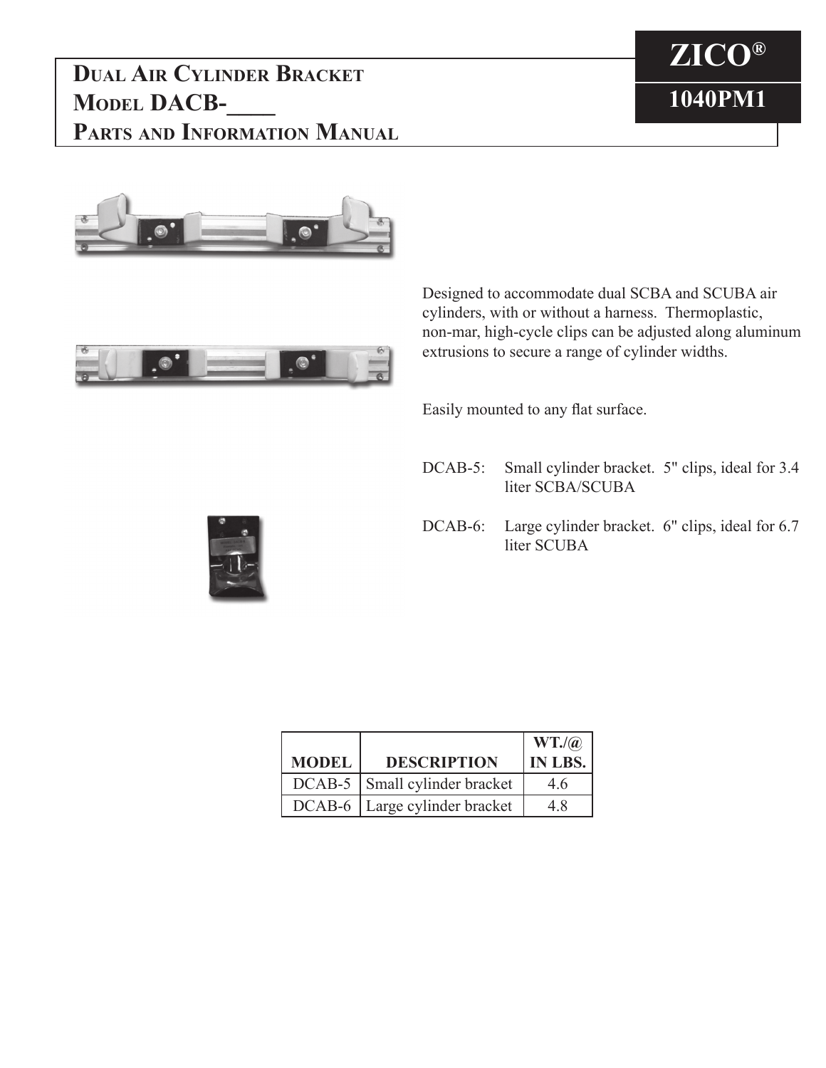# Dual Air Cylinder Bracket
# Model DACB-____
# Parts and Information Manual

**ZICO®**

**1040PM1**

Designed to accommodate dual SCBA and SCUBA air cylinders, with or without a harness. Thermoplastic, non-mar, high-cycle clips can be adjusted along aluminum extrusions to secure a range of cylinder widths.

Easily mounted to any flat surface.

DCAB-5: Small cylinder bracket. 5" clips, ideal for 3.4 liter SCBA/SCUBA

DCAB-6: Large cylinder bracket. 6" clips, ideal for 6.7 liter SCUBA

| MODEL | DESCRIPTION | WT./@ IN LBS. |
|---|---|---|
| DCAB-5 | Small cylinder bracket | 4.6 |
| DCAB-6 | Large cylinder bracket | 4.8 |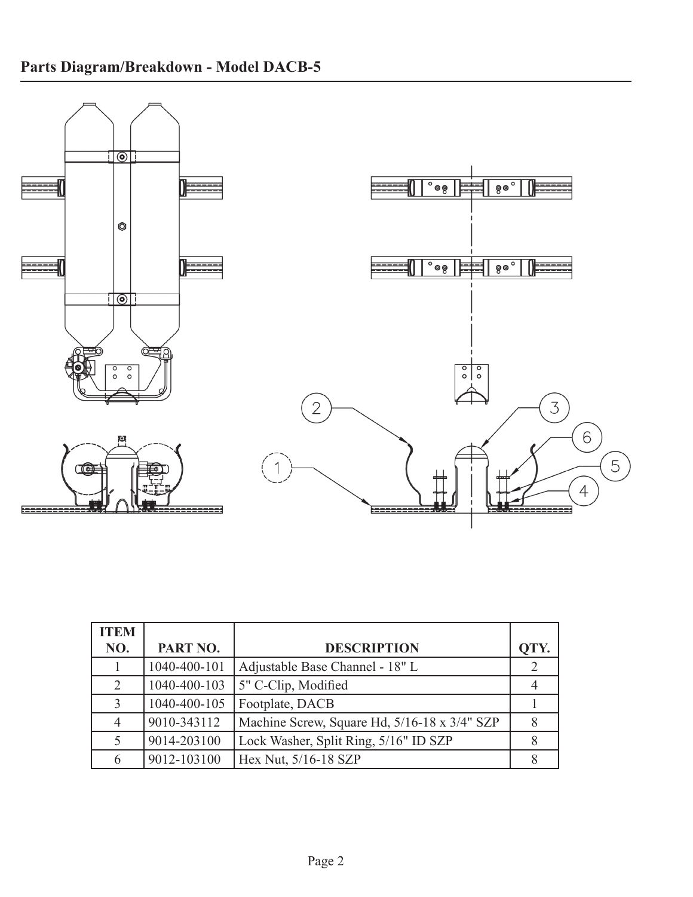## Parts Diagram/Breakdown - Model DACB-5

| ITEM NO. | PART NO. | DESCRIPTION | QTY. |
|---|---|---|---|
| 1 | 1040-400-101 | Adjustable Base Channel - 18" L | 2 |
| 2 | 1040-400-103 | 5" C-Clip, Modified | 4 |
| 3 | 1040-400-105 | Footplate, DACB | 1 |
| 4 | 9010-343112 | Machine Screw, Square Hd, 5/16-18 x 3/4" SZP | 8 |
| 5 | 9014-203100 | Lock Washer, Split Ring, 5/16" ID SZP | 8 |
| 6 | 9012-103100 | Hex Nut, 5/16-18 SZP | 8 |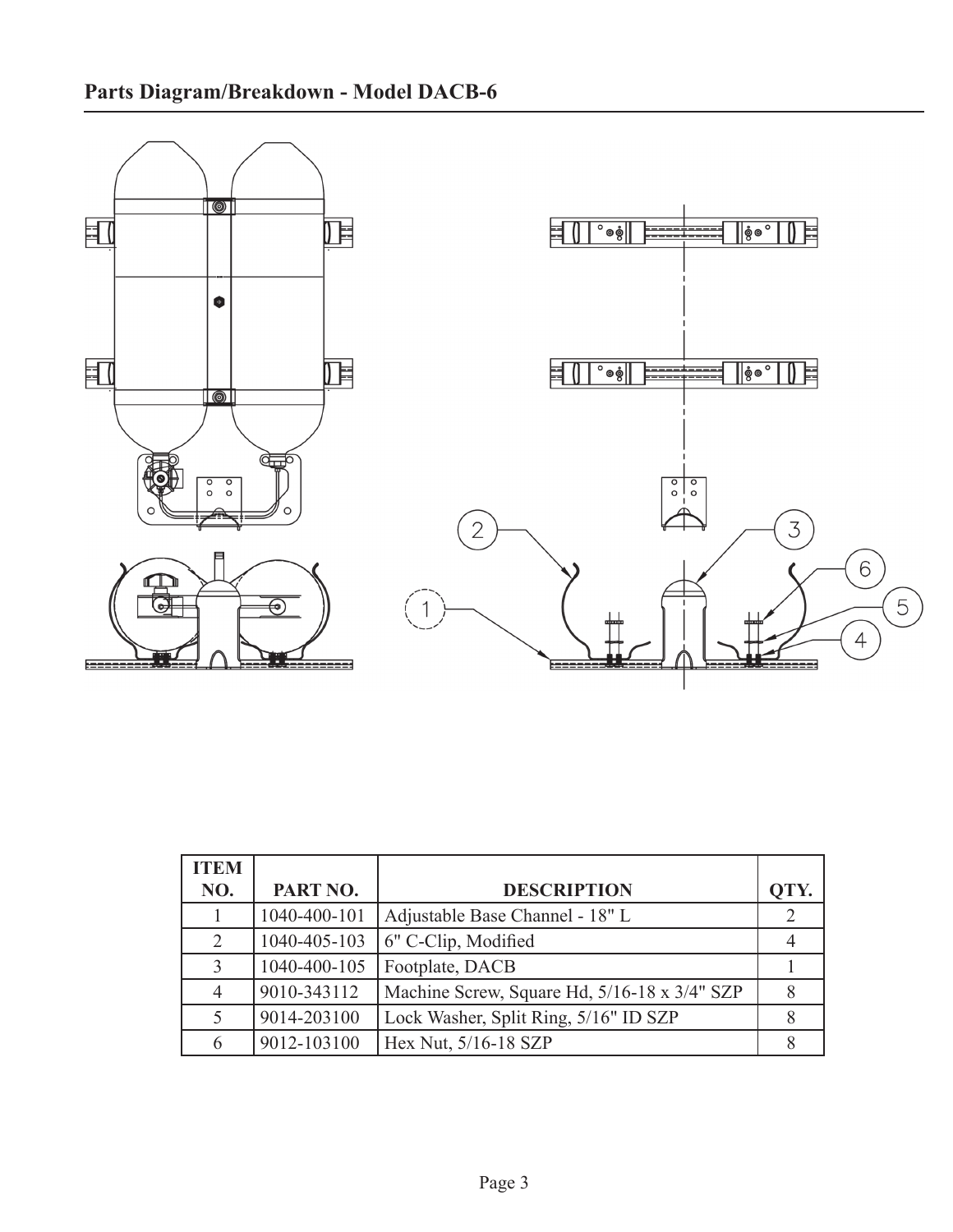# Parts Diagram/Breakdown - Model DACB-6

| ITEM NO. | PART NO. | DESCRIPTION | QTY. |
|---|---|---|---|
| 1 | 1040-400-101 | Adjustable Base Channel - 18" L | 2 |
| 2 | 1040-405-103 | 6" C-Clip, Modified | 4 |
| 3 | 1040-400-105 | Footplate, DACB | 1 |
| 4 | 9010-343112 | Machine Screw, Square Hd, 5/16-18 x 3/4" SZP | 8 |
| 5 | 9014-203100 | Lock Washer, Split Ring, 5/16" ID SZP | 8 |
| 6 | 9012-103100 | Hex Nut, 5/16-18 SZP | 8 |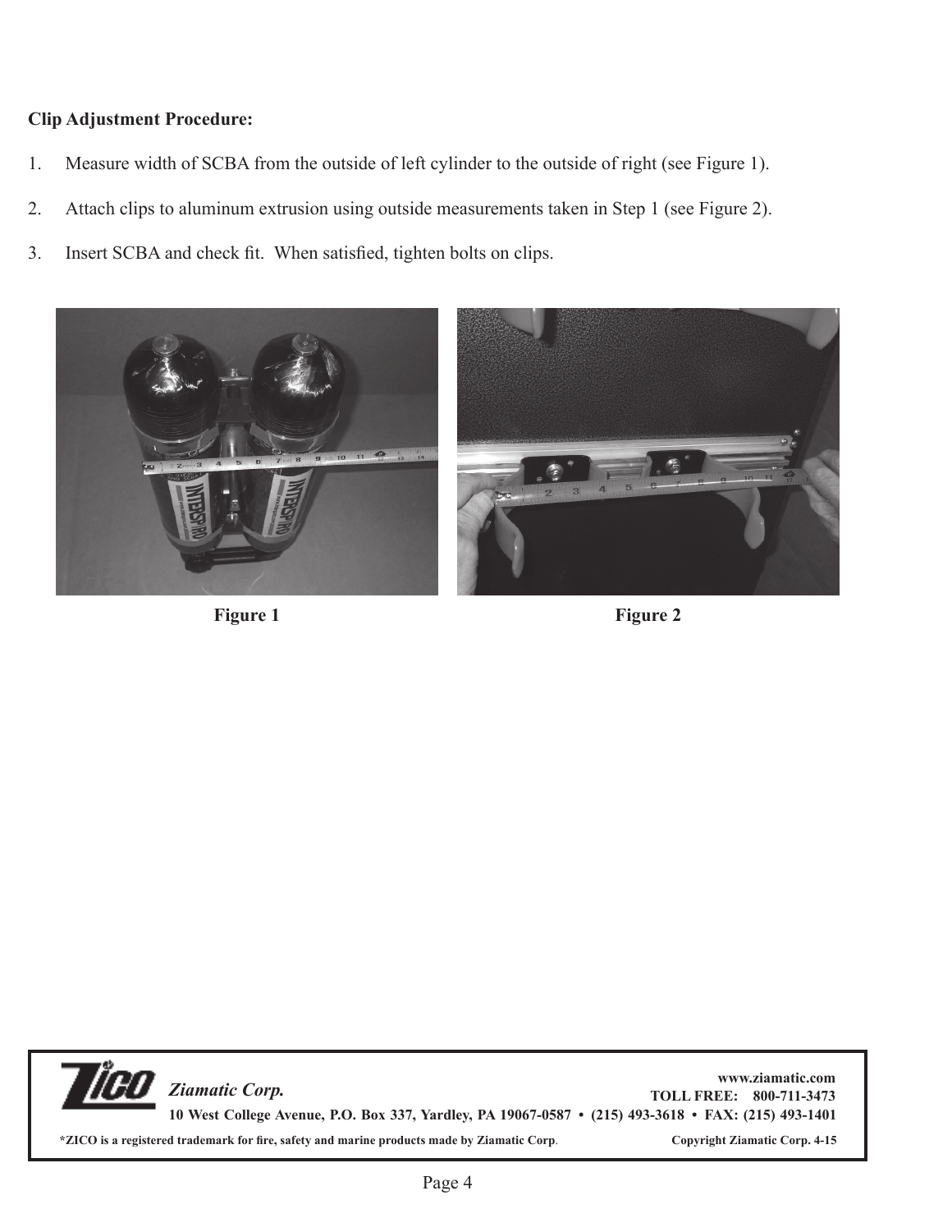**Clip Adjustment Procedure:**

1. Measure width of SCBA from the outside of left cylinder to the outside of right (see Figure 1).
2. Attach clips to aluminum extrusion using outside measurements taken in Step 1 (see Figure 2).
3. Insert SCBA and check fit. When satisfied, tighten bolts on clips.

Figure 1

Figure 2

*Ziamatic Corp.*

www.ziamatic.com

**TOLL FREE: 800-711-3473**

**10 West College Avenue, P.O. Box 337, Yardley, PA 19067-0587 • (215) 493-3618 • FAX: (215) 493-1401**

**\*ZICO is a registered trademark for fire, safety and marine products made by Ziamatic Corp.**

**Copyright Ziamatic Corp. 4-15**